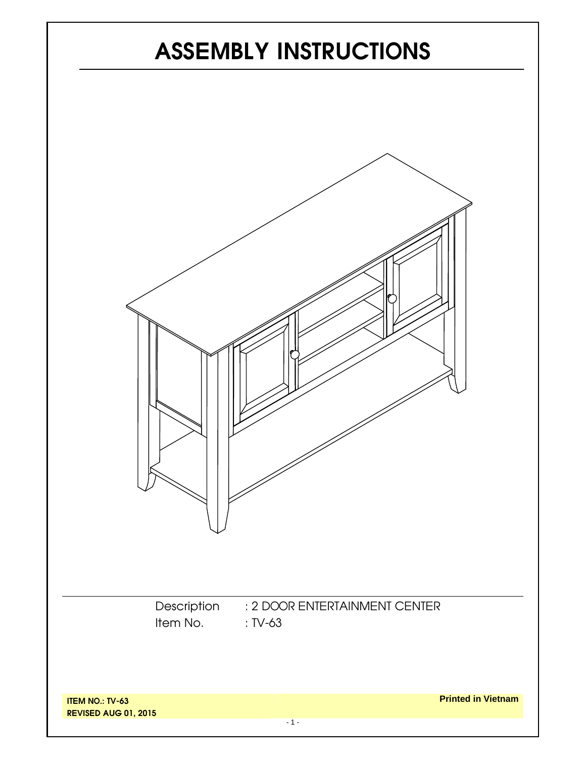# ASSEMBLY INSTRUCTIONS

Description : 2 DOOR ENTERTAINMENT CENTER
Item No. : TV-63

**ITEM NO.: TV-63**
**REVISED AUG 01, 2015**

**Printed in Vietnam**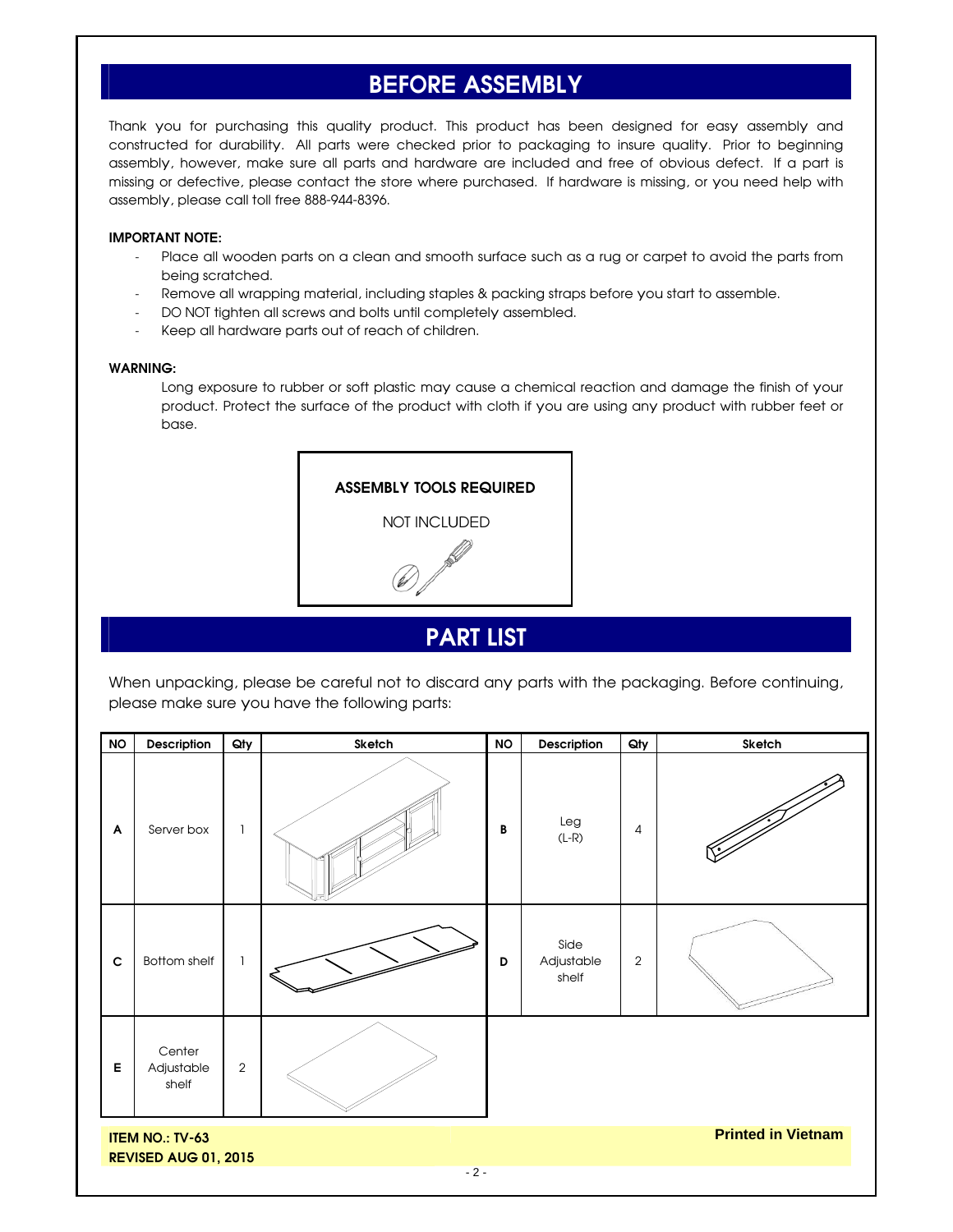# BEFORE ASSEMBLY

Thank you for purchasing this quality product. This product has been designed for easy assembly and constructed for durability. All parts were checked prior to packaging to insure quality. Prior to beginning assembly, however, make sure all parts and hardware are included and free of obvious defect. If a part is missing or defective, please contact the store where purchased. If hardware is missing, or you need help with assembly, please call toll free 888-944-8396.

**IMPORTANT NOTE:**

- Place all wooden parts on a clean and smooth surface such as a rug or carpet to avoid the parts from being scratched.
- Remove all wrapping material, including staples & packing straps before you start to assemble.
- DO NOT tighten all screws and bolts until completely assembled.
- Keep all hardware parts out of reach of children.

**WARNING:**

Long exposure to rubber or soft plastic may cause a chemical reaction and damage the finish of your product. Protect the surface of the product with cloth if you are using any product with rubber feet or base.

**ASSEMBLY TOOLS REQUIRED**

NOT INCLUDED

# PART LIST

When unpacking, please be careful not to discard any parts with the packaging. Before continuing, please make sure you have the following parts:

| NO | Description | Qty | Sketch | NO | Description | Qty | Sketch |
|---|---|---|---|---|---|---|---|
| A | Server box | 1 | | B | Leg (L-R) | 4 | |
| C | Bottom shelf | 1 | | D | Side Adjustable shelf | 2 | |
| E | Center Adjustable shelf | 2 | | | | | |

**ITEM NO.: TV-63**
**REVISED AUG 01, 2015**

**Printed in Vietnam**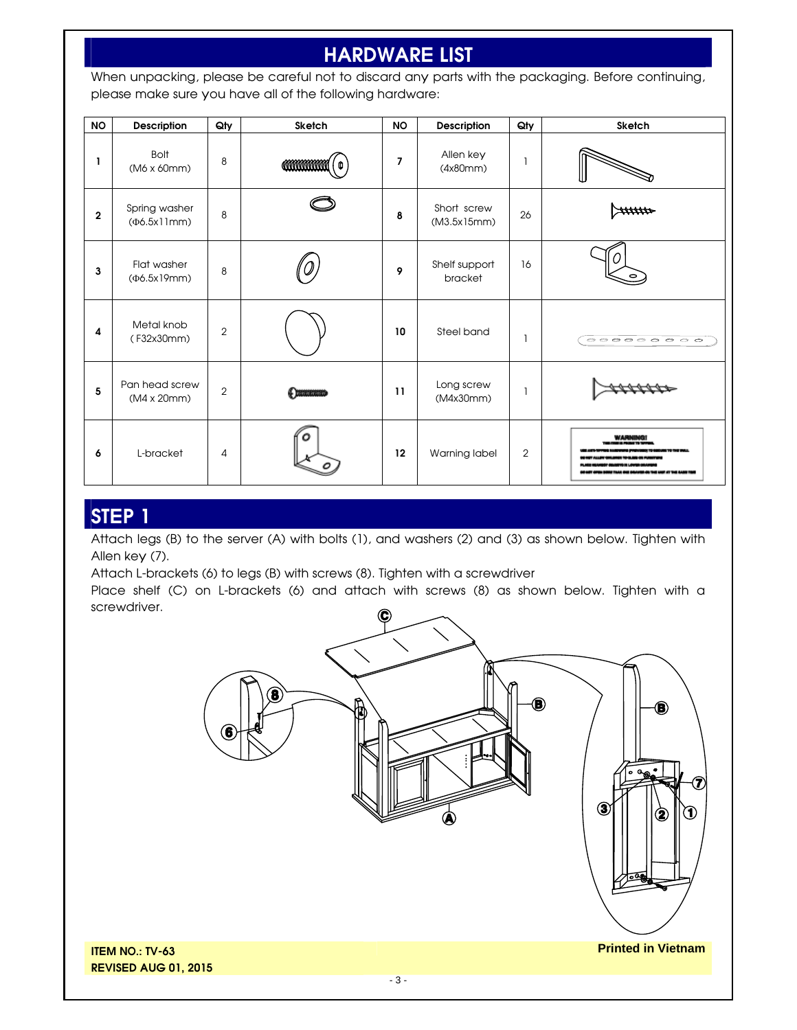## HARDWARE LIST

When unpacking, please be careful not to discard any parts with the packaging. Before continuing, please make sure you have all of the following hardware:

| NO | Description | Qty | Sketch | NO | Description | Qty | Sketch |
|---|---|---|---|---|---|---|---|
| 1 | Bolt (M6 x 60mm) | 8 | | 7 | Allen key (4x80mm) | 1 | |
| 2 | Spring washer (Φ6.5x11mm) | 8 | | 8 | Short screw (M3.5x15mm) | 26 | |
| 3 | Flat washer (Φ6.5x19mm) | 8 | | 9 | Shelf support bracket | 16 | |
| 4 | Metal knob ( F32x30mm) | 2 | | 10 | Steel band | 1 | |
| 5 | Pan head screw (M4 x 20mm) | 2 | | 11 | Long screw (M4x30mm) | 1 | |
| 6 | L-bracket | 4 | | 12 | Warning label | 2 | |

## STEP 1

Attach legs (B) to the server (A) with bolts (1), and washers (2) and (3) as shown below. Tighten with Allen key (7).

Attach L-brackets (6) to legs (B) with screws (8). Tighten with a screwdriver

Place shelf (C) on L-brackets (6) and attach with screws (8) as shown below. Tighten with a screwdriver.

**ITEM NO.: TV-63**
**REVISED AUG 01, 2015**

**Printed in Vietnam**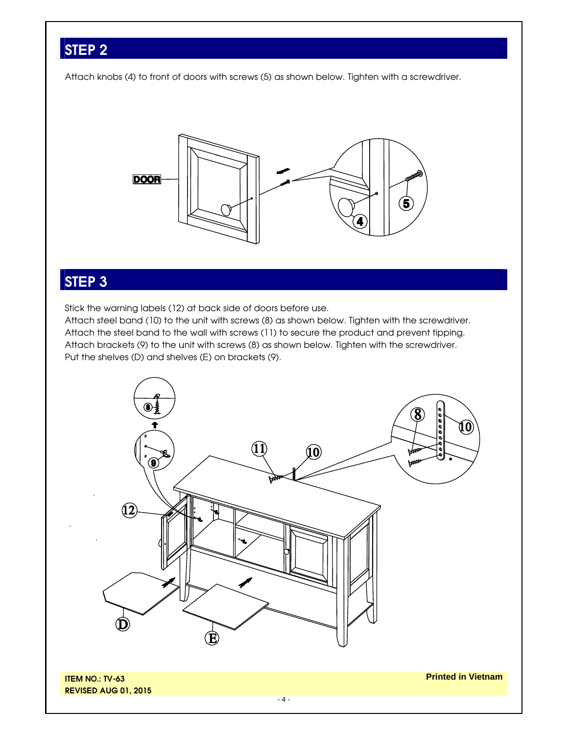## STEP 2

Attach knobs (4) to front of doors with screws (5) as shown below. Tighten with a screwdriver.

DOOR

5

4

## STEP 3

Stick the warning labels (12) at back side of doors before use.
Attach steel band (10) to the unit with screws (8) as shown below. Tighten with the screwdriver.
Attach the steel band to the wall with screws (11) to secure the product and prevent tipping.
Attach brackets (9) to the unit with screws (8) as shown below. Tighten with the screwdriver.
Put the shelves (D) and shelves (E) on brackets (9).

8

9

11

10

8

10

12

D

E

**ITEM NO.: TV-63**
**REVISED AUG 01, 2015**

**Printed in Vietnam**